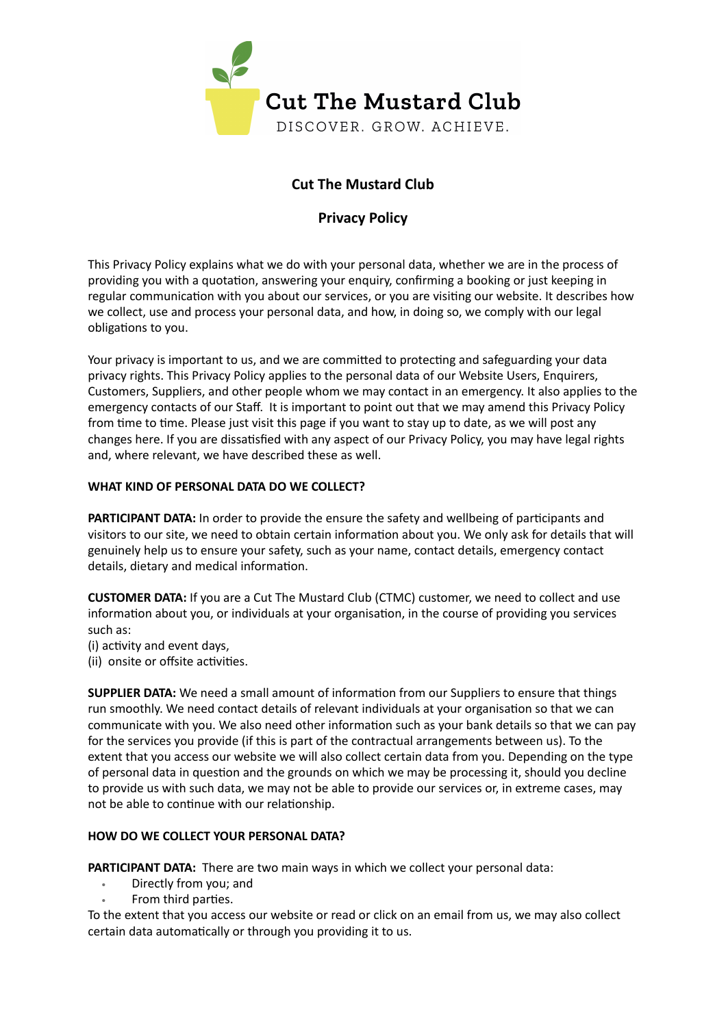# Cut The Mustard Club

## Privacy Policy

This Privacy Policy explains what we do with your personal data, whether we are in the process of providing you with a quotation, answering your enquiry, confirming a booking or just keeping in regular communication with you about our services, or you are visiting our website. It describes how we collect, use and process your personal data, and how, in doing so, we comply with our legal obligations to you.

Your privacy is important to us, and we are committed to protecting and safeguarding your data privacy rights. This Privacy Policy applies to the personal data of our Website Users, Enquirers, Customers, Suppliers, and other people whom we may contact in an emergency. It also applies to the emergency contacts of our Staff. It is important to point out that we may amend this Privacy Policy from time to time. Please just visit this page if you want to stay up to date, as we will post any changes here. If you are dissatisfied with any aspect of our Privacy Policy, you may have legal rights and, where relevant, we have described these as well.

### WHAT KIND OF PERSONAL DATA DO WE COLLECT?

**PARTICIPANT DATA:** In order to provide the ensure the safety and wellbeing of participants and visitors to our site, we need to obtain certain information about you. We only ask for details that will genuinely help us to ensure your safety, such as your name, contact details, emergency contact details, dietary and medical information.

**CUSTOMER DATA:** If you are a Cut The Mustard Club (CTMC) customer, we need to collect and use information about you, or individuals at your organisation, in the course of providing you services such as:
(i) activity and event days,
(ii) onsite or offsite activities.

**SUPPLIER DATA:** We need a small amount of information from our Suppliers to ensure that things run smoothly. We need contact details of relevant individuals at your organisation so that we can communicate with you. We also need other information such as your bank details so that we can pay for the services you provide (if this is part of the contractual arrangements between us). To the extent that you access our website we will also collect certain data from you. Depending on the type of personal data in question and the grounds on which we may be processing it, should you decline to provide us with such data, we may not be able to provide our services or, in extreme cases, may not be able to continue with our relationship.

### HOW DO WE COLLECT YOUR PERSONAL DATA?

**PARTICIPANT DATA:** There are two main ways in which we collect your personal data:

- Directly from you; and
- From third parties.

To the extent that you access our website or read or click on an email from us, we may also collect certain data automatically or through you providing it to us.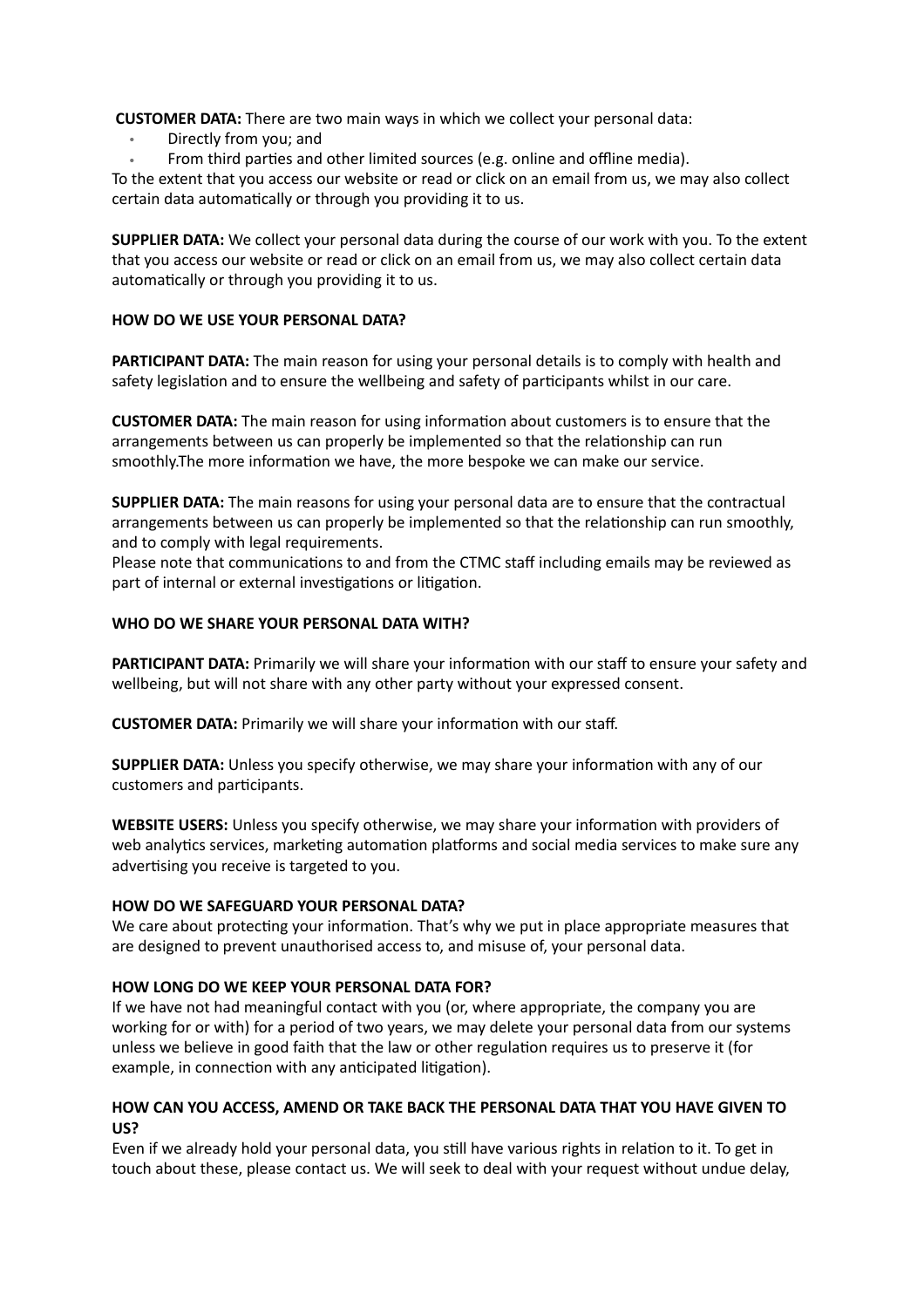**CUSTOMER DATA:** There are two main ways in which we collect your personal data:

- Directly from you; and
- From third parties and other limited sources (e.g. online and offline media).

To the extent that you access our website or read or click on an email from us, we may also collect certain data automatically or through you providing it to us.

**SUPPLIER DATA:** We collect your personal data during the course of our work with you. To the extent that you access our website or read or click on an email from us, we may also collect certain data automatically or through you providing it to us.

**HOW DO WE USE YOUR PERSONAL DATA?**

**PARTICIPANT DATA:** The main reason for using your personal details is to comply with health and safety legislation and to ensure the wellbeing and safety of participants whilst in our care.

**CUSTOMER DATA:** The main reason for using information about customers is to ensure that the arrangements between us can properly be implemented so that the relationship can run smoothly.The more information we have, the more bespoke we can make our service.

**SUPPLIER DATA:** The main reasons for using your personal data are to ensure that the contractual arrangements between us can properly be implemented so that the relationship can run smoothly, and to comply with legal requirements.
Please note that communications to and from the CTMC staff including emails may be reviewed as part of internal or external investigations or litigation.

**WHO DO WE SHARE YOUR PERSONAL DATA WITH?**

**PARTICIPANT DATA:** Primarily we will share your information with our staff to ensure your safety and wellbeing, but will not share with any other party without your expressed consent.

**CUSTOMER DATA:** Primarily we will share your information with our staff.

**SUPPLIER DATA:** Unless you specify otherwise, we may share your information with any of our customers and participants.

**WEBSITE USERS:** Unless you specify otherwise, we may share your information with providers of web analytics services, marketing automation platforms and social media services to make sure any advertising you receive is targeted to you.

**HOW DO WE SAFEGUARD YOUR PERSONAL DATA?**
We care about protecting your information. That's why we put in place appropriate measures that are designed to prevent unauthorised access to, and misuse of, your personal data.

**HOW LONG DO WE KEEP YOUR PERSONAL DATA FOR?**
If we have not had meaningful contact with you (or, where appropriate, the company you are working for or with) for a period of two years, we may delete your personal data from our systems unless we believe in good faith that the law or other regulation requires us to preserve it (for example, in connection with any anticipated litigation).

**HOW CAN YOU ACCESS, AMEND OR TAKE BACK THE PERSONAL DATA THAT YOU HAVE GIVEN TO US?**
Even if we already hold your personal data, you still have various rights in relation to it. To get in touch about these, please contact us. We will seek to deal with your request without undue delay,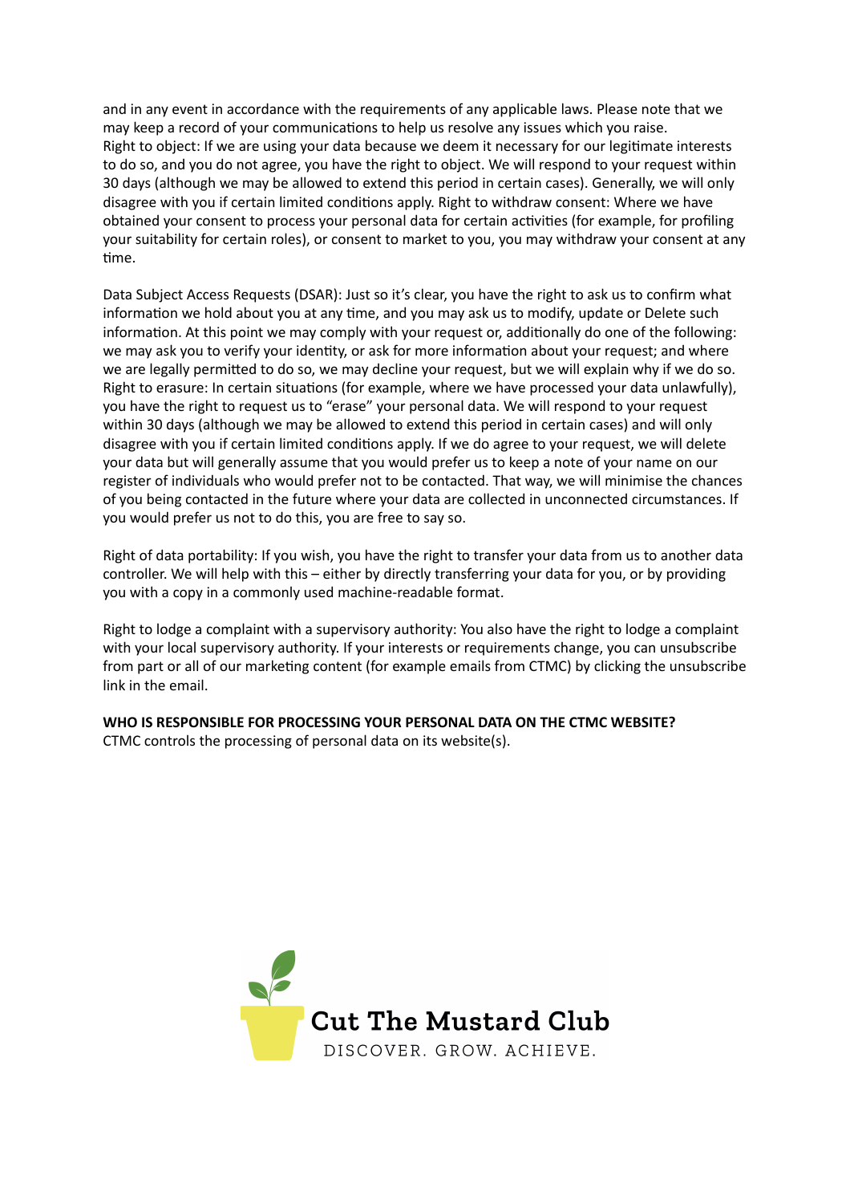and in any event in accordance with the requirements of any applicable laws. Please note that we may keep a record of your communications to help us resolve any issues which you raise.
Right to object: If we are using your data because we deem it necessary for our legitimate interests to do so, and you do not agree, you have the right to object. We will respond to your request within 30 days (although we may be allowed to extend this period in certain cases). Generally, we will only disagree with you if certain limited conditions apply. Right to withdraw consent: Where we have obtained your consent to process your personal data for certain activities (for example, for profiling your suitability for certain roles), or consent to market to you, you may withdraw your consent at any time.

Data Subject Access Requests (DSAR): Just so it's clear, you have the right to ask us to confirm what information we hold about you at any time, and you may ask us to modify, update or Delete such information. At this point we may comply with your request or, additionally do one of the following: we may ask you to verify your identity, or ask for more information about your request; and where we are legally permitted to do so, we may decline your request, but we will explain why if we do so.
Right to erasure: In certain situations (for example, where we have processed your data unlawfully), you have the right to request us to "erase" your personal data. We will respond to your request within 30 days (although we may be allowed to extend this period in certain cases) and will only disagree with you if certain limited conditions apply. If we do agree to your request, we will delete your data but will generally assume that you would prefer us to keep a note of your name on our register of individuals who would prefer not to be contacted. That way, we will minimise the chances of you being contacted in the future where your data are collected in unconnected circumstances. If you would prefer us not to do this, you are free to say so.

Right of data portability: If you wish, you have the right to transfer your data from us to another data controller. We will help with this – either by directly transferring your data for you, or by providing you with a copy in a commonly used machine-readable format.

Right to lodge a complaint with a supervisory authority: You also have the right to lodge a complaint with your local supervisory authority. If your interests or requirements change, you can unsubscribe from part or all of our marketing content (for example emails from CTMC) by clicking the unsubscribe link in the email.

**WHO IS RESPONSIBLE FOR PROCESSING YOUR PERSONAL DATA ON THE CTMC WEBSITE?**
CTMC controls the processing of personal data on its website(s).

Cut The Mustard Club
DISCOVER. GROW. ACHIEVE.